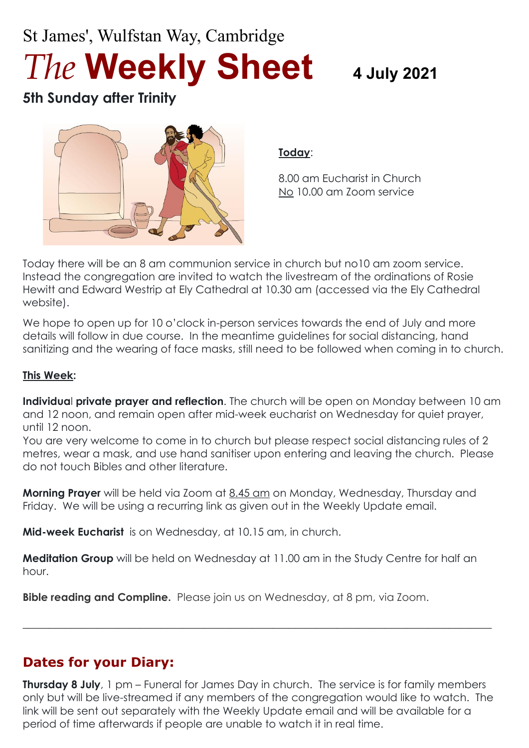St James', Wulfstan Way, Cambridge

# *The* **Weekly Sheet** 4 July 2021

## 5th Sunday after Trinity

**Today**:

8.00 am Eucharist in Church
No 10.00 am Zoom service

Today there will be an 8 am communion service in church but no10 am zoom service. Instead the congregation are invited to watch the livestream of the ordinations of Rosie Hewitt and Edward Westrip at Ely Cathedral at 10.30 am (accessed via the Ely Cathedral website).

We hope to open up for 10 o'clock in-person services towards the end of July and more details will follow in due course. In the meantime guidelines for social distancing, hand sanitizing and the wearing of face masks, still need to be followed when coming in to church.

**This Week:**

**Individual private prayer and reflection**. The church will be open on Monday between 10 am and 12 noon, and remain open after mid-week eucharist on Wednesday for quiet prayer, until 12 noon.
You are very welcome to come in to church but please respect social distancing rules of 2 metres, wear a mask, and use hand sanitiser upon entering and leaving the church. Please do not touch Bibles and other literature.

**Morning Prayer** will be held via Zoom at 8.45 am on Monday, Wednesday, Thursday and Friday. We will be using a recurring link as given out in the Weekly Update email.

**Mid-week Eucharist** is on Wednesday, at 10.15 am, in church.

**Meditation Group** will be held on Wednesday at 11.00 am in the Study Centre for half an hour.

**Bible reading and Compline.** Please join us on Wednesday, at 8 pm, via Zoom.

---

## Dates for your Diary:

**Thursday 8 July**, 1 pm – Funeral for James Day in church. The service is for family members only but will be live-streamed if any members of the congregation would like to watch. The link will be sent out separately with the Weekly Update email and will be available for a period of time afterwards if people are unable to watch it in real time.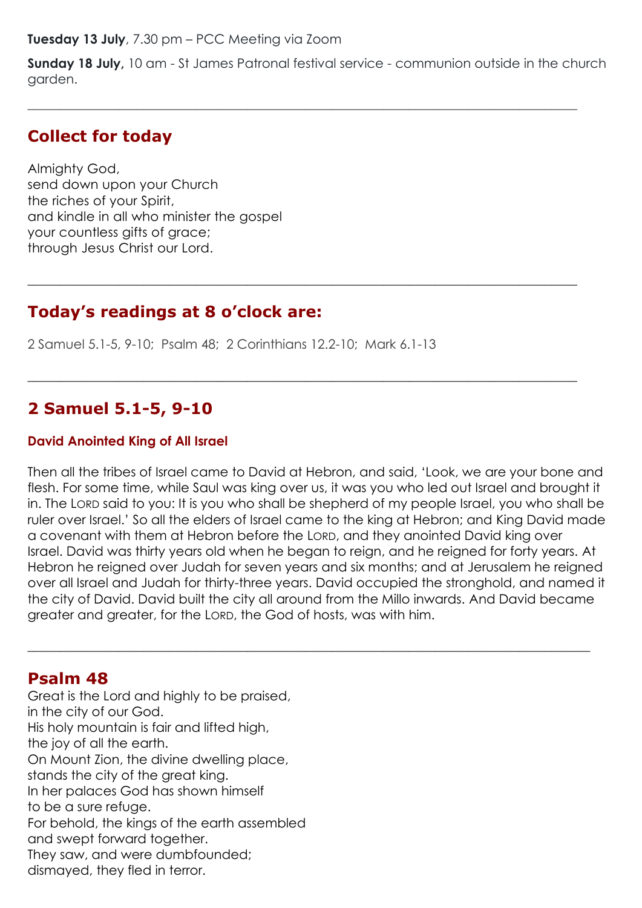**Tuesday 13 July**, 7.30 pm – PCC Meeting via Zoom

**Sunday 18 July,** 10 am - St James Patronal festival service - communion outside in the church garden.

---

## Collect for today

Almighty God,
send down upon your Church
the riches of your Spirit,
and kindle in all who minister the gospel
your countless gifts of grace;
through Jesus Christ our Lord.

---

## Today's readings at 8 o'clock are:

2 Samuel 5.1-5, 9-10; Psalm 48; 2 Corinthians 12.2-10; Mark 6.1-13

---

## 2 Samuel 5.1-5, 9-10

### David Anointed King of All Israel

Then all the tribes of Israel came to David at Hebron, and said, 'Look, we are your bone and flesh. For some time, while Saul was king over us, it was you who led out Israel and brought it in. The LORD said to you: It is you who shall be shepherd of my people Israel, you who shall be ruler over Israel.' So all the elders of Israel came to the king at Hebron; and King David made a covenant with them at Hebron before the LORD, and they anointed David king over Israel. David was thirty years old when he began to reign, and he reigned for forty years. At Hebron he reigned over Judah for seven years and six months; and at Jerusalem he reigned over all Israel and Judah for thirty-three years. David occupied the stronghold, and named it the city of David. David built the city all around from the Millo inwards. And David became greater and greater, for the LORD, the God of hosts, was with him.

---

## Psalm 48

Great is the Lord and highly to be praised,
in the city of our God.
His holy mountain is fair and lifted high,
the joy of all the earth.
On Mount Zion, the divine dwelling place,
stands the city of the great king.
In her palaces God has shown himself
to be a sure refuge.
For behold, the kings of the earth assembled
and swept forward together.
They saw, and were dumbfounded;
dismayed, they fled in terror.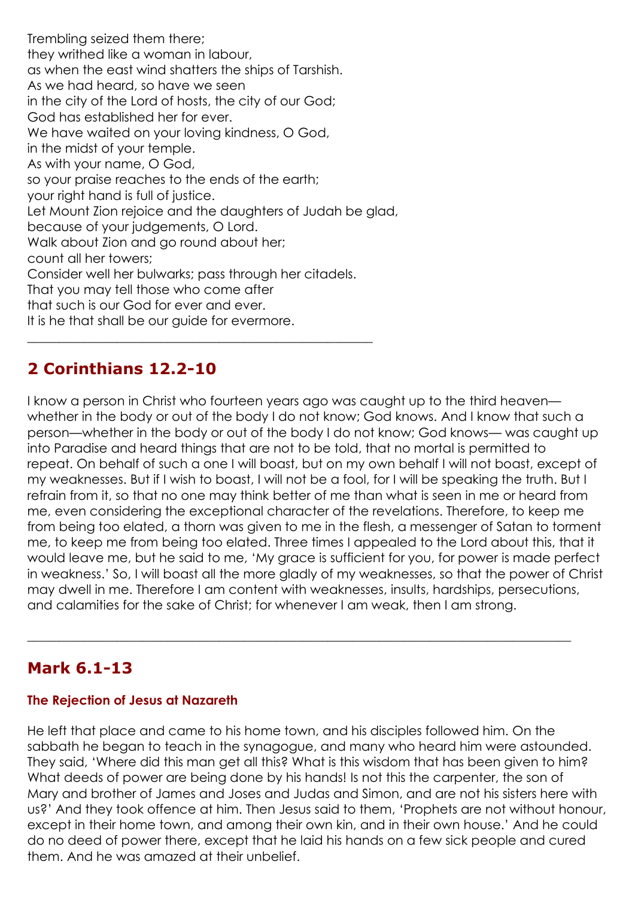Trembling seized them there;
they writhed like a woman in labour,
as when the east wind shatters the ships of Tarshish.
As we had heard, so have we seen
in the city of the Lord of hosts, the city of our God;
God has established her for ever.
We have waited on your loving kindness, O God,
in the midst of your temple.
As with your name, O God,
so your praise reaches to the ends of the earth;
your right hand is full of justice.
Let Mount Zion rejoice and the daughters of Judah be glad,
because of your judgements, O Lord.
Walk about Zion and go round about her;
count all her towers;
Consider well her bulwarks; pass through her citadels.
That you may tell those who come after
that such is our God for ever and ever.
It is he that shall be our guide for evermore.

---

## 2 Corinthians 12.2-10

I know a person in Christ who fourteen years ago was caught up to the third heaven—whether in the body or out of the body I do not know; God knows. And I know that such a person—whether in the body or out of the body I do not know; God knows— was caught up into Paradise and heard things that are not to be told, that no mortal is permitted to repeat. On behalf of such a one I will boast, but on my own behalf I will not boast, except of my weaknesses. But if I wish to boast, I will not be a fool, for I will be speaking the truth. But I refrain from it, so that no one may think better of me than what is seen in me or heard from me, even considering the exceptional character of the revelations. Therefore, to keep me from being too elated, a thorn was given to me in the flesh, a messenger of Satan to torment me, to keep me from being too elated. Three times I appealed to the Lord about this, that it would leave me, but he said to me, 'My grace is sufficient for you, for power is made perfect in weakness.' So, I will boast all the more gladly of my weaknesses, so that the power of Christ may dwell in me. Therefore I am content with weaknesses, insults, hardships, persecutions, and calamities for the sake of Christ; for whenever I am weak, then I am strong.

---

## Mark 6.1-13

### The Rejection of Jesus at Nazareth

He left that place and came to his home town, and his disciples followed him. On the sabbath he began to teach in the synagogue, and many who heard him were astounded. They said, 'Where did this man get all this? What is this wisdom that has been given to him? What deeds of power are being done by his hands! Is not this the carpenter, the son of Mary and brother of James and Joses and Judas and Simon, and are not his sisters here with us?' And they took offence at him. Then Jesus said to them, 'Prophets are not without honour, except in their home town, and among their own kin, and in their own house.' And he could do no deed of power there, except that he laid his hands on a few sick people and cured them. And he was amazed at their unbelief.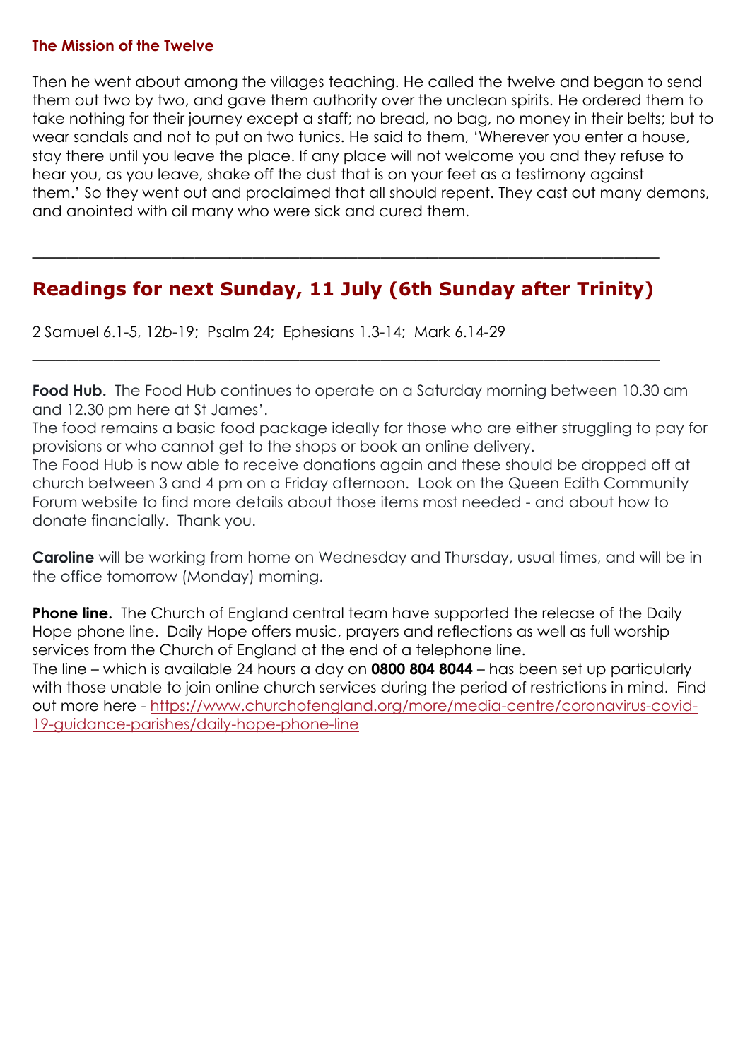**The Mission of the Twelve**

Then he went about among the villages teaching. He called the twelve and began to send them out two by two, and gave them authority over the unclean spirits. He ordered them to take nothing for their journey except a staff; no bread, no bag, no money in their belts; but to wear sandals and not to put on two tunics. He said to them, 'Wherever you enter a house, stay there until you leave the place. If any place will not welcome you and they refuse to hear you, as you leave, shake off the dust that is on your feet as a testimony against them.' So they went out and proclaimed that all should repent. They cast out many demons, and anointed with oil many who were sick and cured them.

---

## Readings for next Sunday, 11 July (6th Sunday after Trinity)

2 Samuel 6.1-5, 12*b*-19; Psalm 24; Ephesians 1.3-14; Mark 6.14-29

---

**Food Hub.** The Food Hub continues to operate on a Saturday morning between 10.30 am and 12.30 pm here at St James'.
The food remains a basic food package ideally for those who are either struggling to pay for provisions or who cannot get to the shops or book an online delivery.
The Food Hub is now able to receive donations again and these should be dropped off at church between 3 and 4 pm on a Friday afternoon. Look on the Queen Edith Community Forum website to find more details about those items most needed - and about how to donate financially. Thank you.

**Caroline** will be working from home on Wednesday and Thursday, usual times, and will be in the office tomorrow (Monday) morning.

**Phone line.** The Church of England central team have supported the release of the Daily Hope phone line. Daily Hope offers music, prayers and reflections as well as full worship services from the Church of England at the end of a telephone line.
The line – which is available 24 hours a day on **0800 804 8044** – has been set up particularly with those unable to join online church services during the period of restrictions in mind. Find out more here - https://www.churchofengland.org/more/media-centre/coronavirus-covid-19-guidance-parishes/daily-hope-phone-line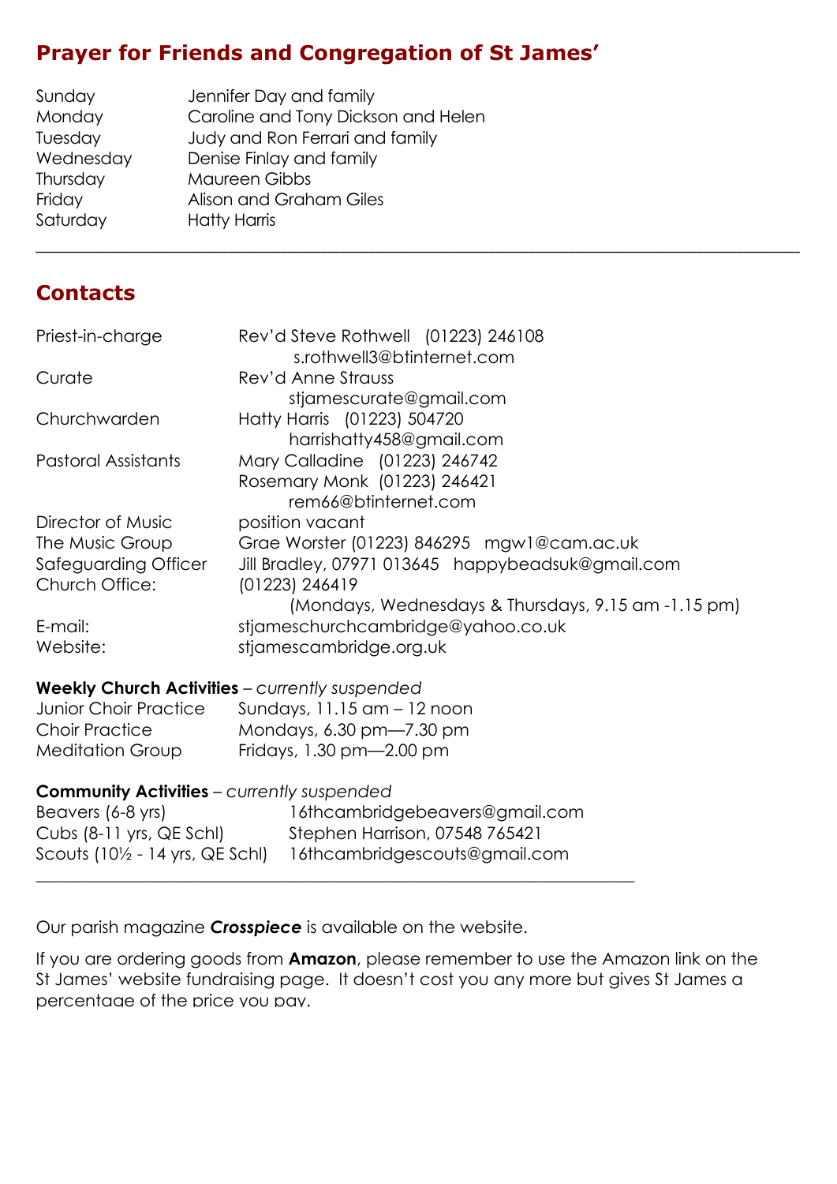## Prayer for Friends and Congregation of St James'

| | |
|---|---|
| Sunday | Jennifer Day and family |
| Monday | Caroline and Tony Dickson and Helen |
| Tuesday | Judy and Ron Ferrari and family |
| Wednesday | Denise Finlay and family |
| Thursday | Maureen Gibbs |
| Friday | Alison and Graham Giles |
| Saturday | Hatty Harris |

---

## Contacts

| | |
|---|---|
| Priest-in-charge | Rev'd Steve Rothwell (01223) 246108<br>s.rothwell3@btinternet.com |
| Curate | Rev'd Anne Strauss<br>stjamescurate@gmail.com |
| Churchwarden | Hatty Harris (01223) 504720<br>harrishatty458@gmail.com |
| Pastoral Assistants | Mary Calladine (01223) 246742<br>Rosemary Monk (01223) 246421<br>rem66@btinternet.com |
| Director of Music | position vacant |
| The Music Group | Grae Worster (01223) 846295 mgw1@cam.ac.uk |
| Safeguarding Officer | Jill Bradley, 07971 013645 happybeadsuk@gmail.com |
| Church Office: | (01223) 246419<br>(Mondays, Wednesdays & Thursdays, 9.15 am -1.15 pm) |
| E-mail: | stjameschurchcambridge@yahoo.co.uk |
| Website: | stjamescambridge.org.uk |

**Weekly Church Activities** – *currently suspended*

| | |
|---|---|
| Junior Choir Practice | Sundays, 11.15 am – 12 noon |
| Choir Practice | Mondays, 6.30 pm—7.30 pm |
| Meditation Group | Fridays, 1.30 pm—2.00 pm |

**Community Activities** – *currently suspended*

| | |
|---|---|
| Beavers (6-8 yrs) | 16thcambridgebeavers@gmail.com |
| Cubs (8-11 yrs, QE Schl) | Stephen Harrison, 07548 765421 |
| Scouts (10½ - 14 yrs, QE Schl) | 16thcambridgescouts@gmail.com |

---

Our parish magazine ***Crosspiece*** is available on the website.

If you are ordering goods from **Amazon**, please remember to use the Amazon link on the St James' website fundraising page. It doesn't cost you any more but gives St James a percentage of the price you pay.